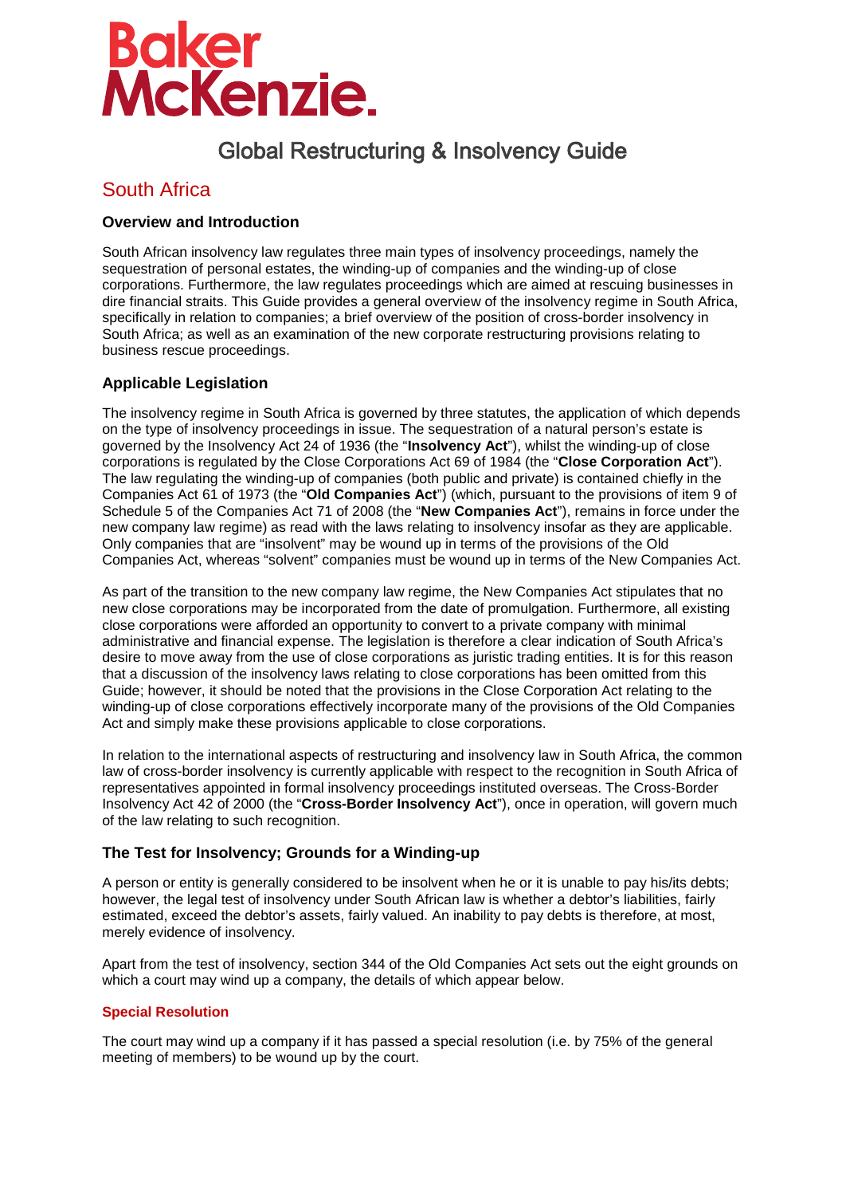# Baker McKenzie.

## Global Restructuring & Insolvency Guide

# South Africa

### Overview and Introduction

South African insolvency law regulates three main types of insolvency proceedings, namely the sequestration of personal estates, the winding-up of companies and the winding-up of close corporations. Furthermore, the law regulates proceedings which are aimed at rescuing businesses in dire financial straits. This Guide provides a general overview of the insolvency regime in South Africa, specifically in relation to companies; a brief overview of the position of cross-border insolvency in South Africa; as well as an examination of the new corporate restructuring provisions relating to business rescue proceedings.

### Applicable Legislation

The insolvency regime in South Africa is governed by three statutes, the application of which depends on the type of insolvency proceedings in issue. The sequestration of a natural person's estate is governed by the Insolvency Act 24 of 1936 (the "**Insolvency Act**"), whilst the winding-up of close corporations is regulated by the Close Corporations Act 69 of 1984 (the "**Close Corporation Act**"). The law regulating the winding-up of companies (both public and private) is contained chiefly in the Companies Act 61 of 1973 (the "**Old Companies Act**") (which, pursuant to the provisions of item 9 of Schedule 5 of the Companies Act 71 of 2008 (the "**New Companies Act**"), remains in force under the new company law regime) as read with the laws relating to insolvency insofar as they are applicable. Only companies that are "insolvent" may be wound up in terms of the provisions of the Old Companies Act, whereas "solvent" companies must be wound up in terms of the New Companies Act.

As part of the transition to the new company law regime, the New Companies Act stipulates that no new close corporations may be incorporated from the date of promulgation. Furthermore, all existing close corporations were afforded an opportunity to convert to a private company with minimal administrative and financial expense. The legislation is therefore a clear indication of South Africa's desire to move away from the use of close corporations as juristic trading entities. It is for this reason that a discussion of the insolvency laws relating to close corporations has been omitted from this Guide; however, it should be noted that the provisions in the Close Corporation Act relating to the winding-up of close corporations effectively incorporate many of the provisions of the Old Companies Act and simply make these provisions applicable to close corporations.

In relation to the international aspects of restructuring and insolvency law in South Africa, the common law of cross-border insolvency is currently applicable with respect to the recognition in South Africa of representatives appointed in formal insolvency proceedings instituted overseas. The Cross-Border Insolvency Act 42 of 2000 (the "**Cross-Border Insolvency Act**"), once in operation, will govern much of the law relating to such recognition.

### The Test for Insolvency; Grounds for a Winding-up

A person or entity is generally considered to be insolvent when he or it is unable to pay his/its debts; however, the legal test of insolvency under South African law is whether a debtor's liabilities, fairly estimated, exceed the debtor's assets, fairly valued. An inability to pay debts is therefore, at most, merely evidence of insolvency.

Apart from the test of insolvency, section 344 of the Old Companies Act sets out the eight grounds on which a court may wind up a company, the details of which appear below.

#### Special Resolution

The court may wind up a company if it has passed a special resolution (i.e. by 75% of the general meeting of members) to be wound up by the court.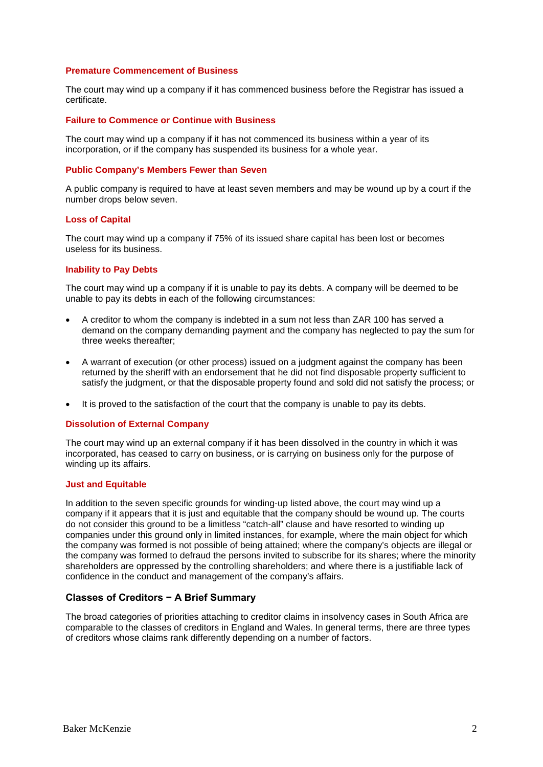### Premature Commencement of Business

The court may wind up a company if it has commenced business before the Registrar has issued a certificate.

### Failure to Commence or Continue with Business

The court may wind up a company if it has not commenced its business within a year of its incorporation, or if the company has suspended its business for a whole year.

### Public Company's Members Fewer than Seven

A public company is required to have at least seven members and may be wound up by a court if the number drops below seven.

### Loss of Capital

The court may wind up a company if 75% of its issued share capital has been lost or becomes useless for its business.

### Inability to Pay Debts

The court may wind up a company if it is unable to pay its debts. A company will be deemed to be unable to pay its debts in each of the following circumstances:

- A creditor to whom the company is indebted in a sum not less than ZAR 100 has served a demand on the company demanding payment and the company has neglected to pay the sum for three weeks thereafter;
- A warrant of execution (or other process) issued on a judgment against the company has been returned by the sheriff with an endorsement that he did not find disposable property sufficient to satisfy the judgment, or that the disposable property found and sold did not satisfy the process; or
- It is proved to the satisfaction of the court that the company is unable to pay its debts.

### Dissolution of External Company

The court may wind up an external company if it has been dissolved in the country in which it was incorporated, has ceased to carry on business, or is carrying on business only for the purpose of winding up its affairs.

### Just and Equitable

In addition to the seven specific grounds for winding-up listed above, the court may wind up a company if it appears that it is just and equitable that the company should be wound up. The courts do not consider this ground to be a limitless "catch-all" clause and have resorted to winding up companies under this ground only in limited instances, for example, where the main object for which the company was formed is not possible of being attained; where the company's objects are illegal or the company was formed to defraud the persons invited to subscribe for its shares; where the minority shareholders are oppressed by the controlling shareholders; and where there is a justifiable lack of confidence in the conduct and management of the company's affairs.

## Classes of Creditors − A Brief Summary

The broad categories of priorities attaching to creditor claims in insolvency cases in South Africa are comparable to the classes of creditors in England and Wales. In general terms, there are three types of creditors whose claims rank differently depending on a number of factors.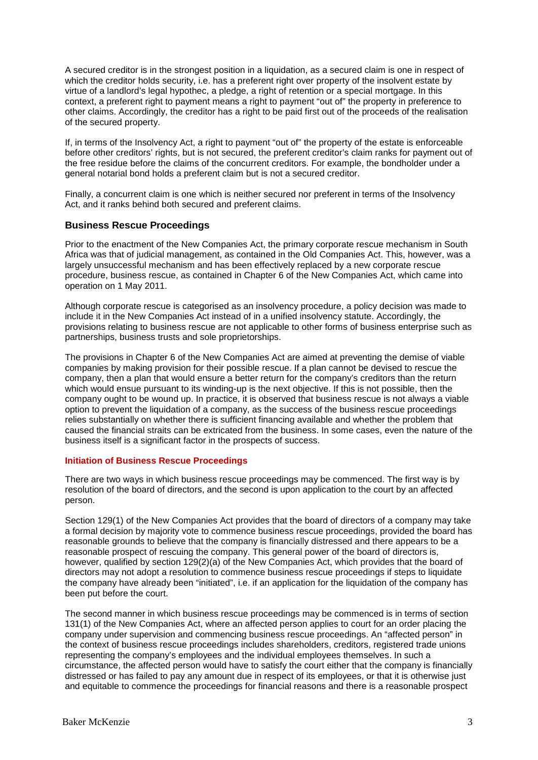A secured creditor is in the strongest position in a liquidation, as a secured claim is one in respect of which the creditor holds security, i.e. has a preferent right over property of the insolvent estate by virtue of a landlord's legal hypothec, a pledge, a right of retention or a special mortgage. In this context, a preferent right to payment means a right to payment "out of" the property in preference to other claims. Accordingly, the creditor has a right to be paid first out of the proceeds of the realisation of the secured property.

If, in terms of the Insolvency Act, a right to payment "out of" the property of the estate is enforceable before other creditors' rights, but is not secured, the preferent creditor's claim ranks for payment out of the free residue before the claims of the concurrent creditors. For example, the bondholder under a general notarial bond holds a preferent claim but is not a secured creditor.

Finally, a concurrent claim is one which is neither secured nor preferent in terms of the Insolvency Act, and it ranks behind both secured and preferent claims.

## Business Rescue Proceedings

Prior to the enactment of the New Companies Act, the primary corporate rescue mechanism in South Africa was that of judicial management, as contained in the Old Companies Act. This, however, was a largely unsuccessful mechanism and has been effectively replaced by a new corporate rescue procedure, business rescue, as contained in Chapter 6 of the New Companies Act, which came into operation on 1 May 2011.

Although corporate rescue is categorised as an insolvency procedure, a policy decision was made to include it in the New Companies Act instead of in a unified insolvency statute. Accordingly, the provisions relating to business rescue are not applicable to other forms of business enterprise such as partnerships, business trusts and sole proprietorships.

The provisions in Chapter 6 of the New Companies Act are aimed at preventing the demise of viable companies by making provision for their possible rescue. If a plan cannot be devised to rescue the company, then a plan that would ensure a better return for the company's creditors than the return which would ensue pursuant to its winding-up is the next objective. If this is not possible, then the company ought to be wound up. In practice, it is observed that business rescue is not always a viable option to prevent the liquidation of a company, as the success of the business rescue proceedings relies substantially on whether there is sufficient financing available and whether the problem that caused the financial straits can be extricated from the business. In some cases, even the nature of the business itself is a significant factor in the prospects of success.

### Initiation of Business Rescue Proceedings

There are two ways in which business rescue proceedings may be commenced. The first way is by resolution of the board of directors, and the second is upon application to the court by an affected person.

Section 129(1) of the New Companies Act provides that the board of directors of a company may take a formal decision by majority vote to commence business rescue proceedings, provided the board has reasonable grounds to believe that the company is financially distressed and there appears to be a reasonable prospect of rescuing the company. This general power of the board of directors is, however, qualified by section 129(2)(a) of the New Companies Act, which provides that the board of directors may not adopt a resolution to commence business rescue proceedings if steps to liquidate the company have already been "initiated", i.e. if an application for the liquidation of the company has been put before the court.

The second manner in which business rescue proceedings may be commenced is in terms of section 131(1) of the New Companies Act, where an affected person applies to court for an order placing the company under supervision and commencing business rescue proceedings. An "affected person" in the context of business rescue proceedings includes shareholders, creditors, registered trade unions representing the company's employees and the individual employees themselves. In such a circumstance, the affected person would have to satisfy the court either that the company is financially distressed or has failed to pay any amount due in respect of its employees, or that it is otherwise just and equitable to commence the proceedings for financial reasons and there is a reasonable prospect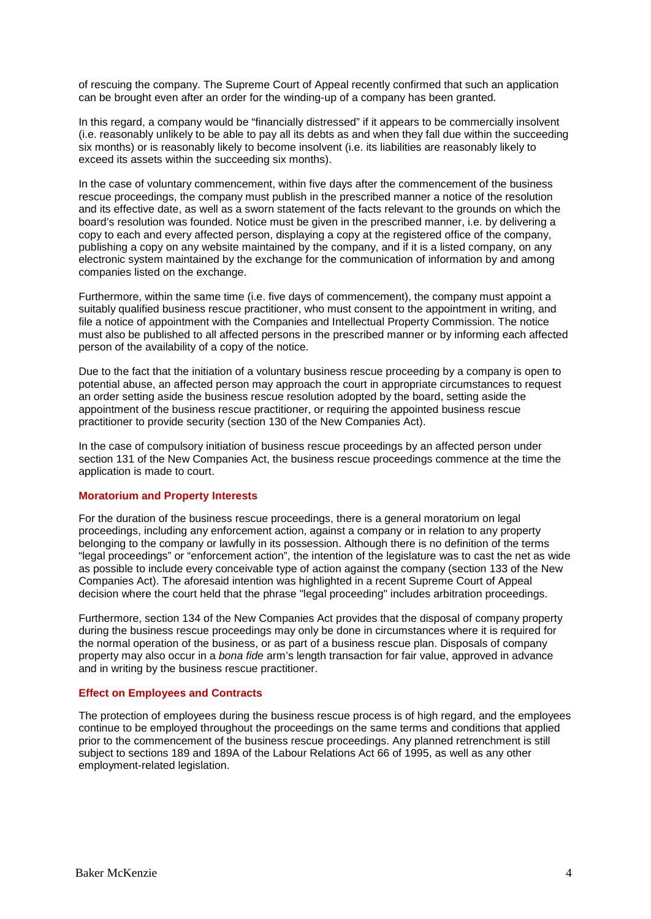of rescuing the company. The Supreme Court of Appeal recently confirmed that such an application can be brought even after an order for the winding-up of a company has been granted.

In this regard, a company would be "financially distressed" if it appears to be commercially insolvent (i.e. reasonably unlikely to be able to pay all its debts as and when they fall due within the succeeding six months) or is reasonably likely to become insolvent (i.e. its liabilities are reasonably likely to exceed its assets within the succeeding six months).

In the case of voluntary commencement, within five days after the commencement of the business rescue proceedings, the company must publish in the prescribed manner a notice of the resolution and its effective date, as well as a sworn statement of the facts relevant to the grounds on which the board's resolution was founded. Notice must be given in the prescribed manner, i.e. by delivering a copy to each and every affected person, displaying a copy at the registered office of the company, publishing a copy on any website maintained by the company, and if it is a listed company, on any electronic system maintained by the exchange for the communication of information by and among companies listed on the exchange.

Furthermore, within the same time (i.e. five days of commencement), the company must appoint a suitably qualified business rescue practitioner, who must consent to the appointment in writing, and file a notice of appointment with the Companies and Intellectual Property Commission. The notice must also be published to all affected persons in the prescribed manner or by informing each affected person of the availability of a copy of the notice.

Due to the fact that the initiation of a voluntary business rescue proceeding by a company is open to potential abuse, an affected person may approach the court in appropriate circumstances to request an order setting aside the business rescue resolution adopted by the board, setting aside the appointment of the business rescue practitioner, or requiring the appointed business rescue practitioner to provide security (section 130 of the New Companies Act).

In the case of compulsory initiation of business rescue proceedings by an affected person under section 131 of the New Companies Act, the business rescue proceedings commence at the time the application is made to court.

### Moratorium and Property Interests

For the duration of the business rescue proceedings, there is a general moratorium on legal proceedings, including any enforcement action, against a company or in relation to any property belonging to the company or lawfully in its possession. Although there is no definition of the terms "legal proceedings" or "enforcement action", the intention of the legislature was to cast the net as wide as possible to include every conceivable type of action against the company (section 133 of the New Companies Act). The aforesaid intention was highlighted in a recent Supreme Court of Appeal decision where the court held that the phrase "legal proceeding" includes arbitration proceedings.

Furthermore, section 134 of the New Companies Act provides that the disposal of company property during the business rescue proceedings may only be done in circumstances where it is required for the normal operation of the business, or as part of a business rescue plan. Disposals of company property may also occur in a *bona fide* arm's length transaction for fair value, approved in advance and in writing by the business rescue practitioner.

### Effect on Employees and Contracts

The protection of employees during the business rescue process is of high regard, and the employees continue to be employed throughout the proceedings on the same terms and conditions that applied prior to the commencement of the business rescue proceedings. Any planned retrenchment is still subject to sections 189 and 189A of the Labour Relations Act 66 of 1995, as well as any other employment-related legislation.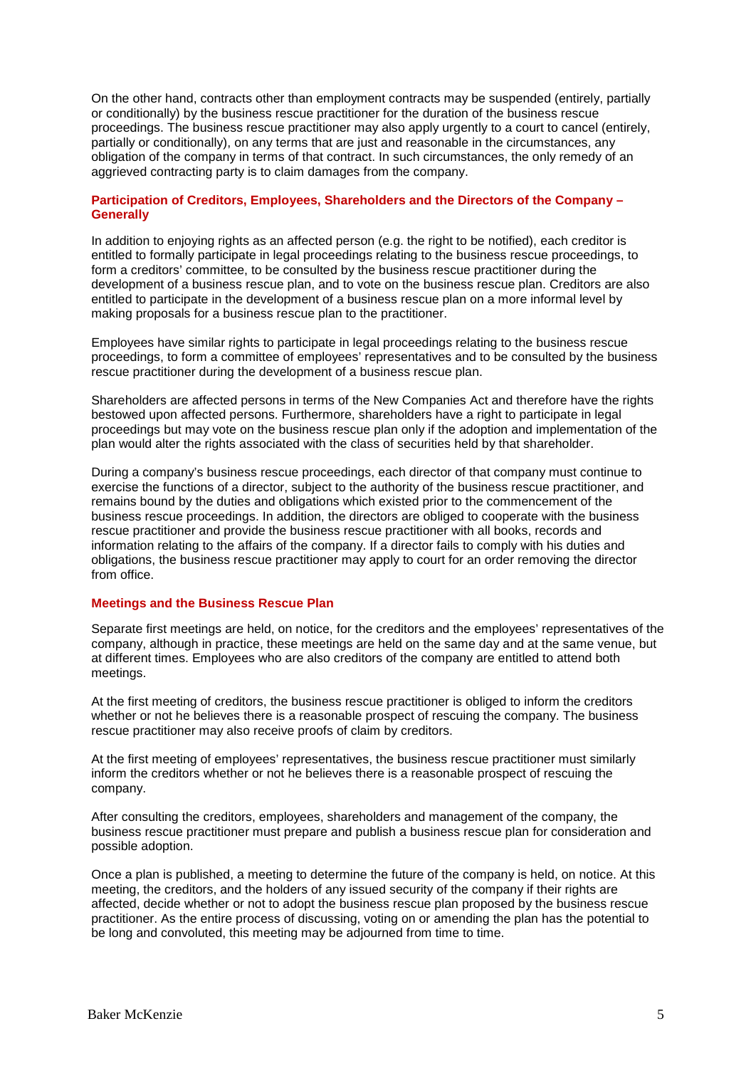On the other hand, contracts other than employment contracts may be suspended (entirely, partially or conditionally) by the business rescue practitioner for the duration of the business rescue proceedings. The business rescue practitioner may also apply urgently to a court to cancel (entirely, partially or conditionally), on any terms that are just and reasonable in the circumstances, any obligation of the company in terms of that contract. In such circumstances, the only remedy of an aggrieved contracting party is to claim damages from the company.

### Participation of Creditors, Employees, Shareholders and the Directors of the Company – Generally

In addition to enjoying rights as an affected person (e.g. the right to be notified), each creditor is entitled to formally participate in legal proceedings relating to the business rescue proceedings, to form a creditors' committee, to be consulted by the business rescue practitioner during the development of a business rescue plan, and to vote on the business rescue plan. Creditors are also entitled to participate in the development of a business rescue plan on a more informal level by making proposals for a business rescue plan to the practitioner.

Employees have similar rights to participate in legal proceedings relating to the business rescue proceedings, to form a committee of employees' representatives and to be consulted by the business rescue practitioner during the development of a business rescue plan.

Shareholders are affected persons in terms of the New Companies Act and therefore have the rights bestowed upon affected persons. Furthermore, shareholders have a right to participate in legal proceedings but may vote on the business rescue plan only if the adoption and implementation of the plan would alter the rights associated with the class of securities held by that shareholder.

During a company's business rescue proceedings, each director of that company must continue to exercise the functions of a director, subject to the authority of the business rescue practitioner, and remains bound by the duties and obligations which existed prior to the commencement of the business rescue proceedings. In addition, the directors are obliged to cooperate with the business rescue practitioner and provide the business rescue practitioner with all books, records and information relating to the affairs of the company. If a director fails to comply with his duties and obligations, the business rescue practitioner may apply to court for an order removing the director from office.

### Meetings and the Business Rescue Plan

Separate first meetings are held, on notice, for the creditors and the employees' representatives of the company, although in practice, these meetings are held on the same day and at the same venue, but at different times. Employees who are also creditors of the company are entitled to attend both meetings.

At the first meeting of creditors, the business rescue practitioner is obliged to inform the creditors whether or not he believes there is a reasonable prospect of rescuing the company. The business rescue practitioner may also receive proofs of claim by creditors.

At the first meeting of employees' representatives, the business rescue practitioner must similarly inform the creditors whether or not he believes there is a reasonable prospect of rescuing the company.

After consulting the creditors, employees, shareholders and management of the company, the business rescue practitioner must prepare and publish a business rescue plan for consideration and possible adoption.

Once a plan is published, a meeting to determine the future of the company is held, on notice. At this meeting, the creditors, and the holders of any issued security of the company if their rights are affected, decide whether or not to adopt the business rescue plan proposed by the business rescue practitioner. As the entire process of discussing, voting on or amending the plan has the potential to be long and convoluted, this meeting may be adjourned from time to time.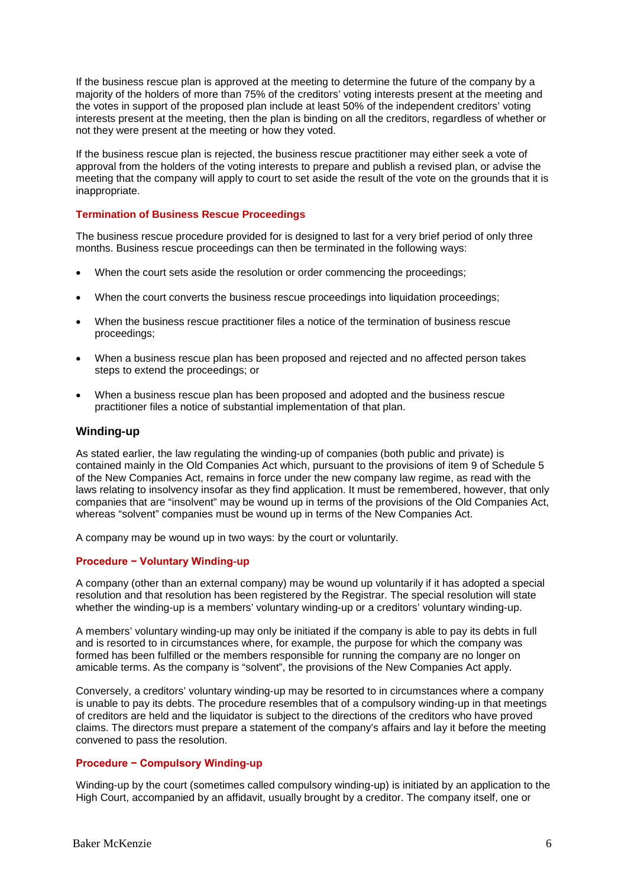If the business rescue plan is approved at the meeting to determine the future of the company by a majority of the holders of more than 75% of the creditors' voting interests present at the meeting and the votes in support of the proposed plan include at least 50% of the independent creditors' voting interests present at the meeting, then the plan is binding on all the creditors, regardless of whether or not they were present at the meeting or how they voted.

If the business rescue plan is rejected, the business rescue practitioner may either seek a vote of approval from the holders of the voting interests to prepare and publish a revised plan, or advise the meeting that the company will apply to court to set aside the result of the vote on the grounds that it is inappropriate.

### Termination of Business Rescue Proceedings

The business rescue procedure provided for is designed to last for a very brief period of only three months. Business rescue proceedings can then be terminated in the following ways:

- When the court sets aside the resolution or order commencing the proceedings;
- When the court converts the business rescue proceedings into liquidation proceedings;
- When the business rescue practitioner files a notice of the termination of business rescue proceedings;
- When a business rescue plan has been proposed and rejected and no affected person takes steps to extend the proceedings; or
- When a business rescue plan has been proposed and adopted and the business rescue practitioner files a notice of substantial implementation of that plan.

## Winding-up

As stated earlier, the law regulating the winding-up of companies (both public and private) is contained mainly in the Old Companies Act which, pursuant to the provisions of item 9 of Schedule 5 of the New Companies Act, remains in force under the new company law regime, as read with the laws relating to insolvency insofar as they find application. It must be remembered, however, that only companies that are "insolvent" may be wound up in terms of the provisions of the Old Companies Act, whereas "solvent" companies must be wound up in terms of the New Companies Act.

A company may be wound up in two ways: by the court or voluntarily.

### Procedure − Voluntary Winding-up

A company (other than an external company) may be wound up voluntarily if it has adopted a special resolution and that resolution has been registered by the Registrar. The special resolution will state whether the winding-up is a members' voluntary winding-up or a creditors' voluntary winding-up.

A members' voluntary winding-up may only be initiated if the company is able to pay its debts in full and is resorted to in circumstances where, for example, the purpose for which the company was formed has been fulfilled or the members responsible for running the company are no longer on amicable terms. As the company is "solvent", the provisions of the New Companies Act apply.

Conversely, a creditors' voluntary winding-up may be resorted to in circumstances where a company is unable to pay its debts. The procedure resembles that of a compulsory winding-up in that meetings of creditors are held and the liquidator is subject to the directions of the creditors who have proved claims. The directors must prepare a statement of the company's affairs and lay it before the meeting convened to pass the resolution.

### Procedure − Compulsory Winding-up

Winding-up by the court (sometimes called compulsory winding-up) is initiated by an application to the High Court, accompanied by an affidavit, usually brought by a creditor. The company itself, one or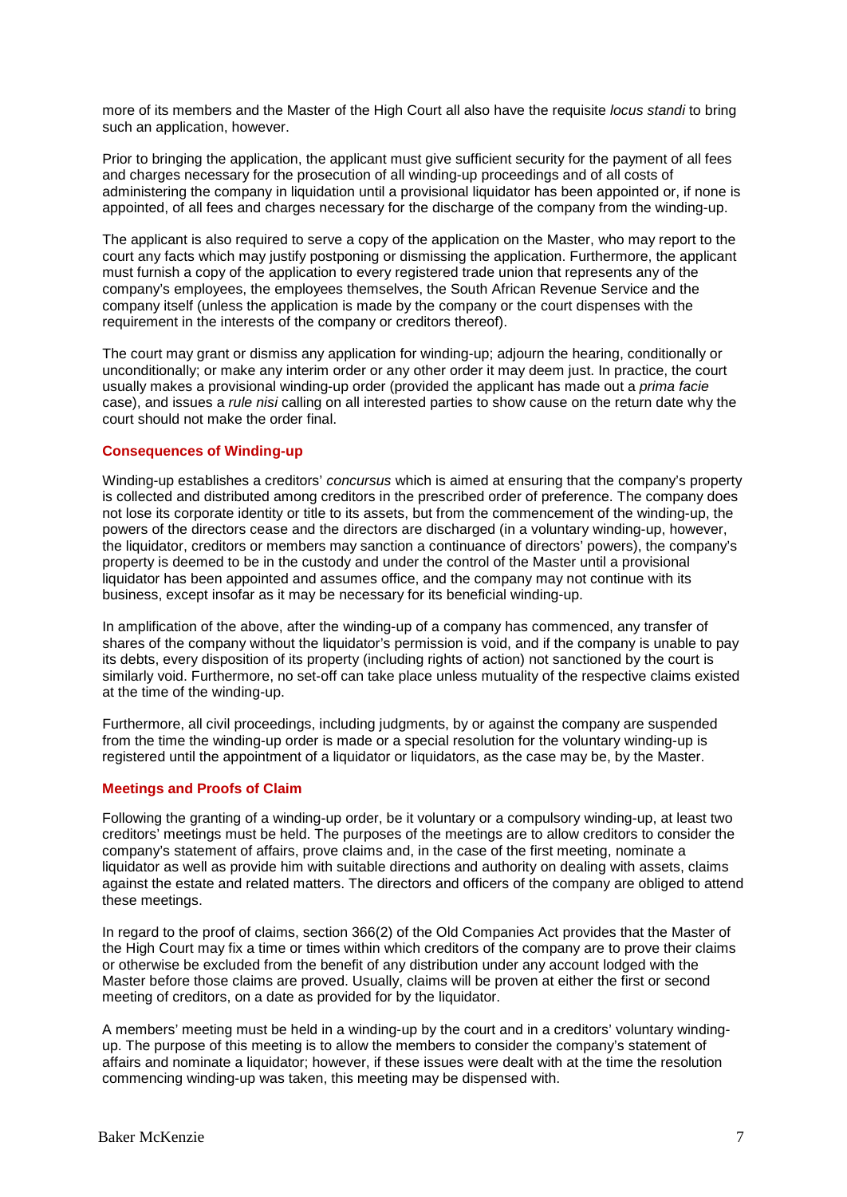more of its members and the Master of the High Court all also have the requisite *locus standi* to bring such an application, however.

Prior to bringing the application, the applicant must give sufficient security for the payment of all fees and charges necessary for the prosecution of all winding-up proceedings and of all costs of administering the company in liquidation until a provisional liquidator has been appointed or, if none is appointed, of all fees and charges necessary for the discharge of the company from the winding-up.

The applicant is also required to serve a copy of the application on the Master, who may report to the court any facts which may justify postponing or dismissing the application. Furthermore, the applicant must furnish a copy of the application to every registered trade union that represents any of the company's employees, the employees themselves, the South African Revenue Service and the company itself (unless the application is made by the company or the court dispenses with the requirement in the interests of the company or creditors thereof).

The court may grant or dismiss any application for winding-up; adjourn the hearing, conditionally or unconditionally; or make any interim order or any other order it may deem just. In practice, the court usually makes a provisional winding-up order (provided the applicant has made out a *prima facie* case), and issues a *rule nisi* calling on all interested parties to show cause on the return date why the court should not make the order final.

### Consequences of Winding-up

Winding-up establishes a creditors' *concursus* which is aimed at ensuring that the company's property is collected and distributed among creditors in the prescribed order of preference. The company does not lose its corporate identity or title to its assets, but from the commencement of the winding-up, the powers of the directors cease and the directors are discharged (in a voluntary winding-up, however, the liquidator, creditors or members may sanction a continuance of directors' powers), the company's property is deemed to be in the custody and under the control of the Master until a provisional liquidator has been appointed and assumes office, and the company may not continue with its business, except insofar as it may be necessary for its beneficial winding-up.

In amplification of the above, after the winding-up of a company has commenced, any transfer of shares of the company without the liquidator's permission is void, and if the company is unable to pay its debts, every disposition of its property (including rights of action) not sanctioned by the court is similarly void. Furthermore, no set-off can take place unless mutuality of the respective claims existed at the time of the winding-up.

Furthermore, all civil proceedings, including judgments, by or against the company are suspended from the time the winding-up order is made or a special resolution for the voluntary winding-up is registered until the appointment of a liquidator or liquidators, as the case may be, by the Master.

### Meetings and Proofs of Claim

Following the granting of a winding-up order, be it voluntary or a compulsory winding-up, at least two creditors' meetings must be held. The purposes of the meetings are to allow creditors to consider the company's statement of affairs, prove claims and, in the case of the first meeting, nominate a liquidator as well as provide him with suitable directions and authority on dealing with assets, claims against the estate and related matters. The directors and officers of the company are obliged to attend these meetings.

In regard to the proof of claims, section 366(2) of the Old Companies Act provides that the Master of the High Court may fix a time or times within which creditors of the company are to prove their claims or otherwise be excluded from the benefit of any distribution under any account lodged with the Master before those claims are proved. Usually, claims will be proven at either the first or second meeting of creditors, on a date as provided for by the liquidator.

A members' meeting must be held in a winding-up by the court and in a creditors' voluntary winding-up. The purpose of this meeting is to allow the members to consider the company's statement of affairs and nominate a liquidator; however, if these issues were dealt with at the time the resolution commencing winding-up was taken, this meeting may be dispensed with.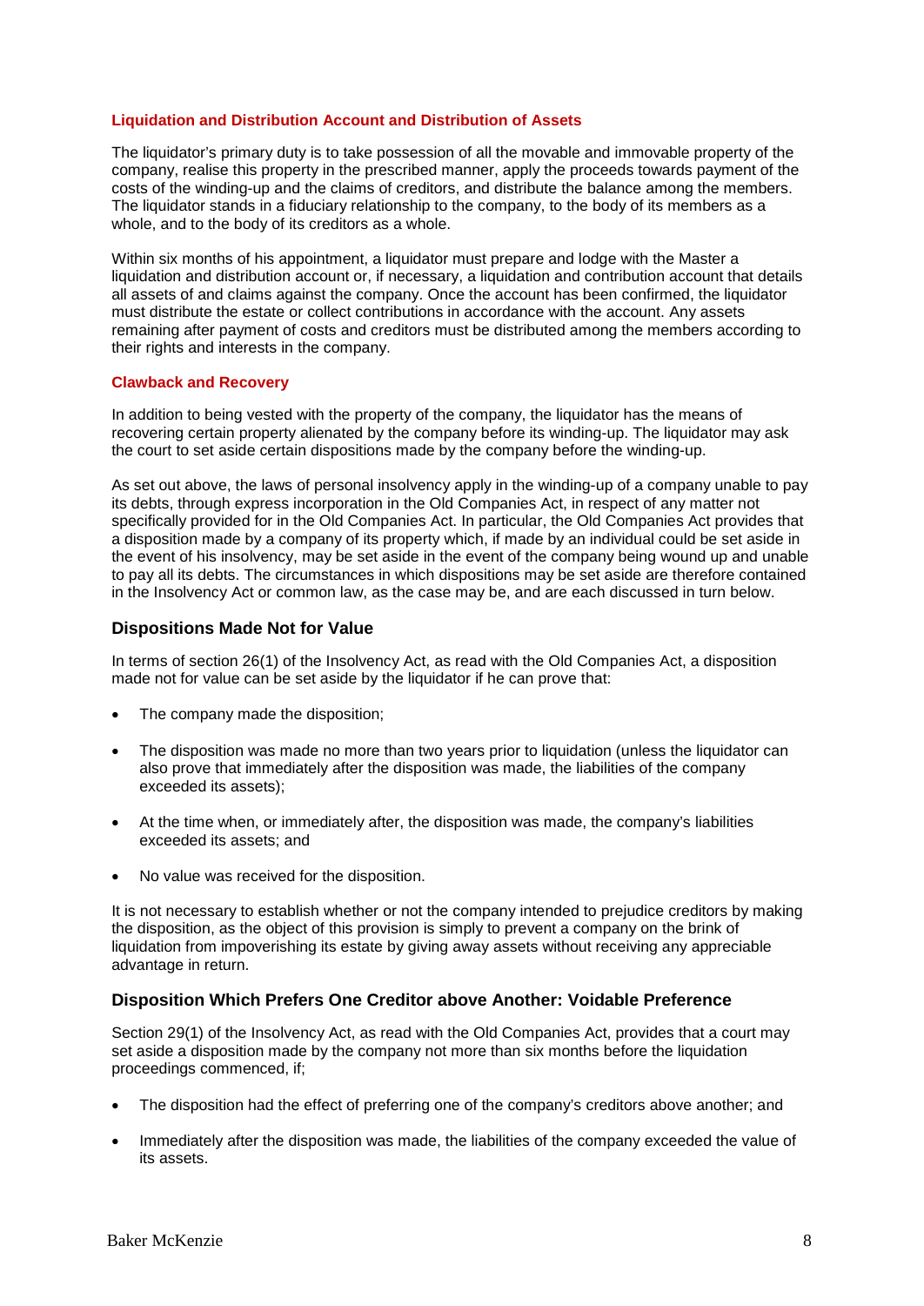### Liquidation and Distribution Account and Distribution of Assets

The liquidator's primary duty is to take possession of all the movable and immovable property of the company, realise this property in the prescribed manner, apply the proceeds towards payment of the costs of the winding-up and the claims of creditors, and distribute the balance among the members. The liquidator stands in a fiduciary relationship to the company, to the body of its members as a whole, and to the body of its creditors as a whole.

Within six months of his appointment, a liquidator must prepare and lodge with the Master a liquidation and distribution account or, if necessary, a liquidation and contribution account that details all assets of and claims against the company. Once the account has been confirmed, the liquidator must distribute the estate or collect contributions in accordance with the account. Any assets remaining after payment of costs and creditors must be distributed among the members according to their rights and interests in the company.

### Clawback and Recovery

In addition to being vested with the property of the company, the liquidator has the means of recovering certain property alienated by the company before its winding-up. The liquidator may ask the court to set aside certain dispositions made by the company before the winding-up.

As set out above, the laws of personal insolvency apply in the winding-up of a company unable to pay its debts, through express incorporation in the Old Companies Act, in respect of any matter not specifically provided for in the Old Companies Act. In particular, the Old Companies Act provides that a disposition made by a company of its property which, if made by an individual could be set aside in the event of his insolvency, may be set aside in the event of the company being wound up and unable to pay all its debts. The circumstances in which dispositions may be set aside are therefore contained in the Insolvency Act or common law, as the case may be, and are each discussed in turn below.

## Dispositions Made Not for Value

In terms of section 26(1) of the Insolvency Act, as read with the Old Companies Act, a disposition made not for value can be set aside by the liquidator if he can prove that:

- The company made the disposition;
- The disposition was made no more than two years prior to liquidation (unless the liquidator can also prove that immediately after the disposition was made, the liabilities of the company exceeded its assets);
- At the time when, or immediately after, the disposition was made, the company's liabilities exceeded its assets; and
- No value was received for the disposition.

It is not necessary to establish whether or not the company intended to prejudice creditors by making the disposition, as the object of this provision is simply to prevent a company on the brink of liquidation from impoverishing its estate by giving away assets without receiving any appreciable advantage in return.

## Disposition Which Prefers One Creditor above Another: Voidable Preference

Section 29(1) of the Insolvency Act, as read with the Old Companies Act, provides that a court may set aside a disposition made by the company not more than six months before the liquidation proceedings commenced, if;

- The disposition had the effect of preferring one of the company's creditors above another; and
- Immediately after the disposition was made, the liabilities of the company exceeded the value of its assets.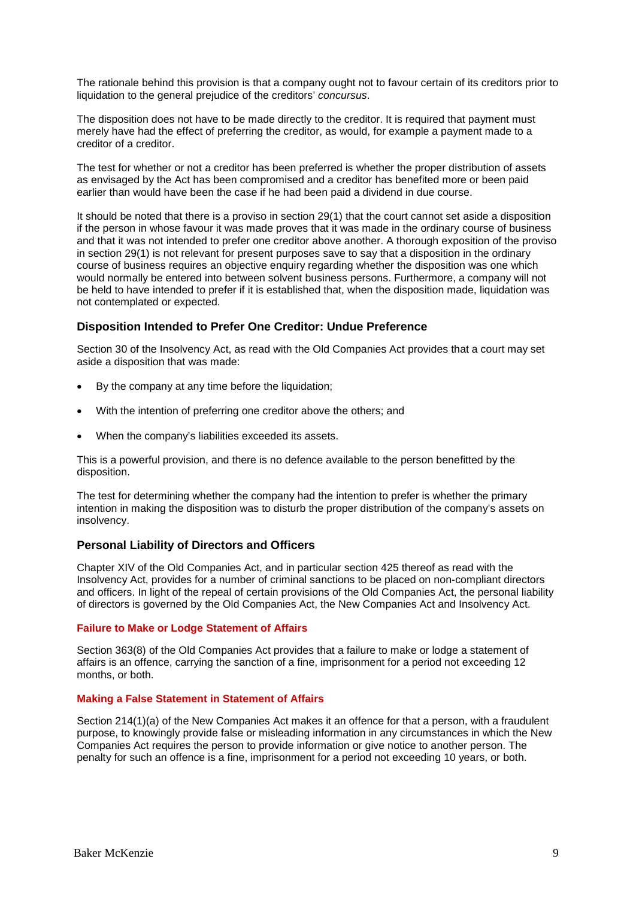The rationale behind this provision is that a company ought not to favour certain of its creditors prior to liquidation to the general prejudice of the creditors' *concursus*.

The disposition does not have to be made directly to the creditor. It is required that payment must merely have had the effect of preferring the creditor, as would, for example a payment made to a creditor of a creditor.

The test for whether or not a creditor has been preferred is whether the proper distribution of assets as envisaged by the Act has been compromised and a creditor has benefited more or been paid earlier than would have been the case if he had been paid a dividend in due course.

It should be noted that there is a proviso in section 29(1) that the court cannot set aside a disposition if the person in whose favour it was made proves that it was made in the ordinary course of business and that it was not intended to prefer one creditor above another. A thorough exposition of the proviso in section 29(1) is not relevant for present purposes save to say that a disposition in the ordinary course of business requires an objective enquiry regarding whether the disposition was one which would normally be entered into between solvent business persons. Furthermore, a company will not be held to have intended to prefer if it is established that, when the disposition made, liquidation was not contemplated or expected.

### Disposition Intended to Prefer One Creditor: Undue Preference

Section 30 of the Insolvency Act, as read with the Old Companies Act provides that a court may set aside a disposition that was made:

- By the company at any time before the liquidation;
- With the intention of preferring one creditor above the others; and
- When the company's liabilities exceeded its assets.

This is a powerful provision, and there is no defence available to the person benefitted by the disposition.

The test for determining whether the company had the intention to prefer is whether the primary intention in making the disposition was to disturb the proper distribution of the company's assets on insolvency.

### Personal Liability of Directors and Officers

Chapter XIV of the Old Companies Act, and in particular section 425 thereof as read with the Insolvency Act, provides for a number of criminal sanctions to be placed on non-compliant directors and officers. In light of the repeal of certain provisions of the Old Companies Act, the personal liability of directors is governed by the Old Companies Act, the New Companies Act and Insolvency Act.

#### Failure to Make or Lodge Statement of Affairs

Section 363(8) of the Old Companies Act provides that a failure to make or lodge a statement of affairs is an offence, carrying the sanction of a fine, imprisonment for a period not exceeding 12 months, or both.

#### Making a False Statement in Statement of Affairs

Section 214(1)(a) of the New Companies Act makes it an offence for that a person, with a fraudulent purpose, to knowingly provide false or misleading information in any circumstances in which the New Companies Act requires the person to provide information or give notice to another person. The penalty for such an offence is a fine, imprisonment for a period not exceeding 10 years, or both.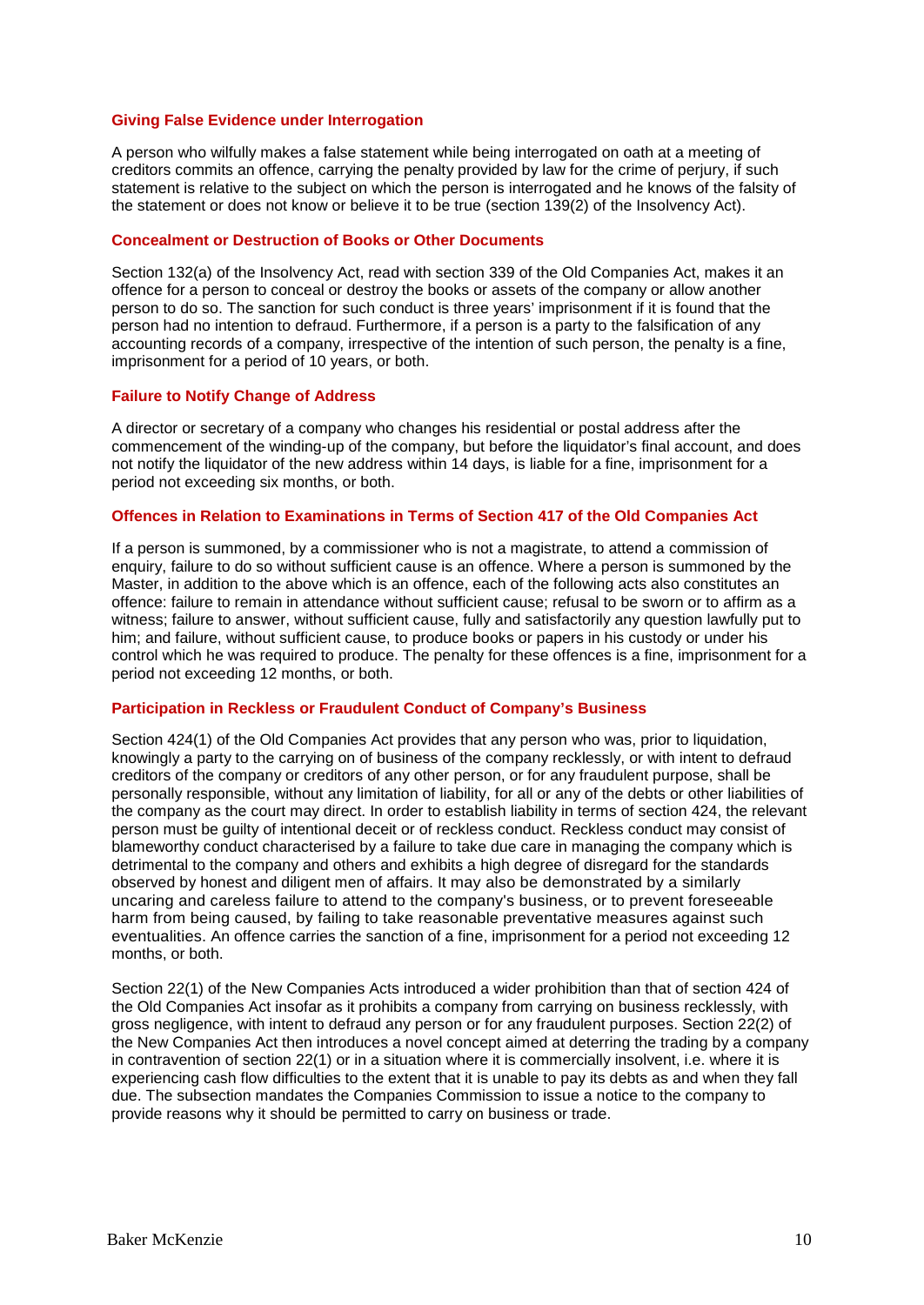### Giving False Evidence under Interrogation

A person who wilfully makes a false statement while being interrogated on oath at a meeting of creditors commits an offence, carrying the penalty provided by law for the crime of perjury, if such statement is relative to the subject on which the person is interrogated and he knows of the falsity of the statement or does not know or believe it to be true (section 139(2) of the Insolvency Act).

### Concealment or Destruction of Books or Other Documents

Section 132(a) of the Insolvency Act, read with section 339 of the Old Companies Act, makes it an offence for a person to conceal or destroy the books or assets of the company or allow another person to do so. The sanction for such conduct is three years' imprisonment if it is found that the person had no intention to defraud. Furthermore, if a person is a party to the falsification of any accounting records of a company, irrespective of the intention of such person, the penalty is a fine, imprisonment for a period of 10 years, or both.

### Failure to Notify Change of Address

A director or secretary of a company who changes his residential or postal address after the commencement of the winding-up of the company, but before the liquidator's final account, and does not notify the liquidator of the new address within 14 days, is liable for a fine, imprisonment for a period not exceeding six months, or both.

### Offences in Relation to Examinations in Terms of Section 417 of the Old Companies Act

If a person is summoned, by a commissioner who is not a magistrate, to attend a commission of enquiry, failure to do so without sufficient cause is an offence. Where a person is summoned by the Master, in addition to the above which is an offence, each of the following acts also constitutes an offence: failure to remain in attendance without sufficient cause; refusal to be sworn or to affirm as a witness; failure to answer, without sufficient cause, fully and satisfactorily any question lawfully put to him; and failure, without sufficient cause, to produce books or papers in his custody or under his control which he was required to produce. The penalty for these offences is a fine, imprisonment for a period not exceeding 12 months, or both.

### Participation in Reckless or Fraudulent Conduct of Company's Business

Section 424(1) of the Old Companies Act provides that any person who was, prior to liquidation, knowingly a party to the carrying on of business of the company recklessly, or with intent to defraud creditors of the company or creditors of any other person, or for any fraudulent purpose, shall be personally responsible, without any limitation of liability, for all or any of the debts or other liabilities of the company as the court may direct. In order to establish liability in terms of section 424, the relevant person must be guilty of intentional deceit or of reckless conduct. Reckless conduct may consist of blameworthy conduct characterised by a failure to take due care in managing the company which is detrimental to the company and others and exhibits a high degree of disregard for the standards observed by honest and diligent men of affairs. It may also be demonstrated by a similarly uncaring and careless failure to attend to the company's business, or to prevent foreseeable harm from being caused, by failing to take reasonable preventative measures against such eventualities. An offence carries the sanction of a fine, imprisonment for a period not exceeding 12 months, or both.

Section 22(1) of the New Companies Acts introduced a wider prohibition than that of section 424 of the Old Companies Act insofar as it prohibits a company from carrying on business recklessly, with gross negligence, with intent to defraud any person or for any fraudulent purposes. Section 22(2) of the New Companies Act then introduces a novel concept aimed at deterring the trading by a company in contravention of section 22(1) or in a situation where it is commercially insolvent, i.e. where it is experiencing cash flow difficulties to the extent that it is unable to pay its debts as and when they fall due. The subsection mandates the Companies Commission to issue a notice to the company to provide reasons why it should be permitted to carry on business or trade.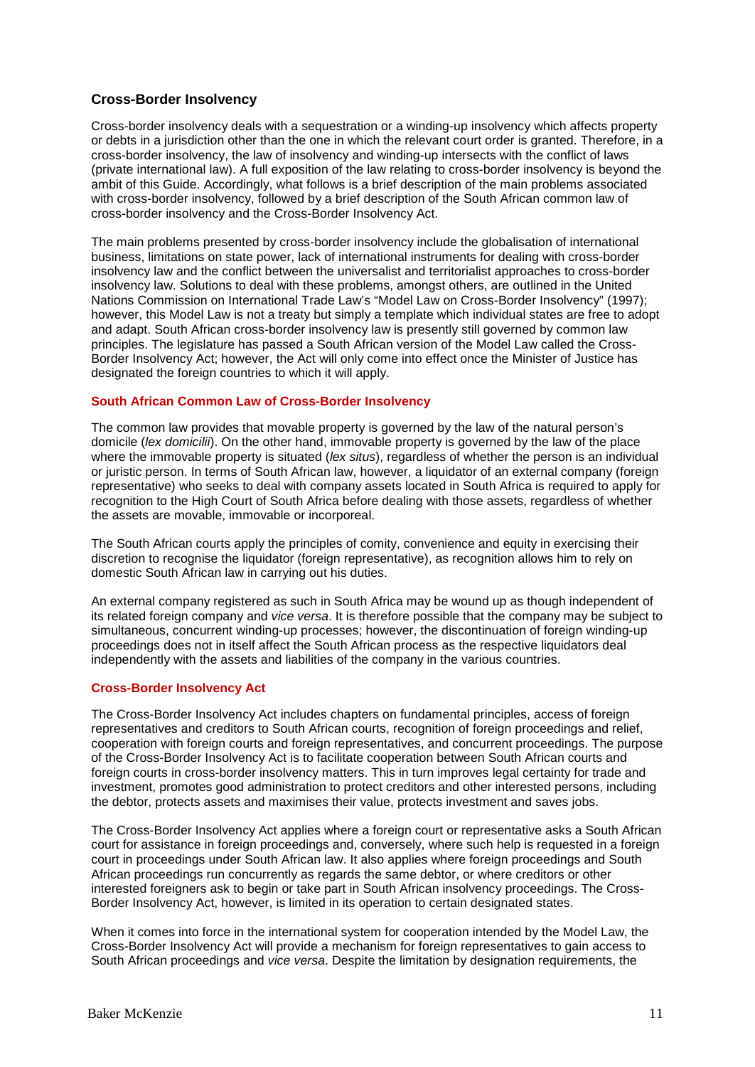## Cross-Border Insolvency

Cross-border insolvency deals with a sequestration or a winding-up insolvency which affects property or debts in a jurisdiction other than the one in which the relevant court order is granted. Therefore, in a cross-border insolvency, the law of insolvency and winding-up intersects with the conflict of laws (private international law). A full exposition of the law relating to cross-border insolvency is beyond the ambit of this Guide. Accordingly, what follows is a brief description of the main problems associated with cross-border insolvency, followed by a brief description of the South African common law of cross-border insolvency and the Cross-Border Insolvency Act.

The main problems presented by cross-border insolvency include the globalisation of international business, limitations on state power, lack of international instruments for dealing with cross-border insolvency law and the conflict between the universalist and territorialist approaches to cross-border insolvency law. Solutions to deal with these problems, amongst others, are outlined in the United Nations Commission on International Trade Law's "Model Law on Cross-Border Insolvency" (1997); however, this Model Law is not a treaty but simply a template which individual states are free to adopt and adapt. South African cross-border insolvency law is presently still governed by common law principles. The legislature has passed a South African version of the Model Law called the Cross-Border Insolvency Act; however, the Act will only come into effect once the Minister of Justice has designated the foreign countries to which it will apply.

### South African Common Law of Cross-Border Insolvency

The common law provides that movable property is governed by the law of the natural person's domicile (*lex domicilii*). On the other hand, immovable property is governed by the law of the place where the immovable property is situated (*lex situs*), regardless of whether the person is an individual or juristic person. In terms of South African law, however, a liquidator of an external company (foreign representative) who seeks to deal with company assets located in South Africa is required to apply for recognition to the High Court of South Africa before dealing with those assets, regardless of whether the assets are movable, immovable or incorporeal.

The South African courts apply the principles of comity, convenience and equity in exercising their discretion to recognise the liquidator (foreign representative), as recognition allows him to rely on domestic South African law in carrying out his duties.

An external company registered as such in South Africa may be wound up as though independent of its related foreign company and *vice versa*. It is therefore possible that the company may be subject to simultaneous, concurrent winding-up processes; however, the discontinuation of foreign winding-up proceedings does not in itself affect the South African process as the respective liquidators deal independently with the assets and liabilities of the company in the various countries.

### Cross-Border Insolvency Act

The Cross-Border Insolvency Act includes chapters on fundamental principles, access of foreign representatives and creditors to South African courts, recognition of foreign proceedings and relief, cooperation with foreign courts and foreign representatives, and concurrent proceedings. The purpose of the Cross-Border Insolvency Act is to facilitate cooperation between South African courts and foreign courts in cross-border insolvency matters. This in turn improves legal certainty for trade and investment, promotes good administration to protect creditors and other interested persons, including the debtor, protects assets and maximises their value, protects investment and saves jobs.

The Cross-Border Insolvency Act applies where a foreign court or representative asks a South African court for assistance in foreign proceedings and, conversely, where such help is requested in a foreign court in proceedings under South African law. It also applies where foreign proceedings and South African proceedings run concurrently as regards the same debtor, or where creditors or other interested foreigners ask to begin or take part in South African insolvency proceedings. The Cross-Border Insolvency Act, however, is limited in its operation to certain designated states.

When it comes into force in the international system for cooperation intended by the Model Law, the Cross-Border Insolvency Act will provide a mechanism for foreign representatives to gain access to South African proceedings and *vice versa*. Despite the limitation by designation requirements, the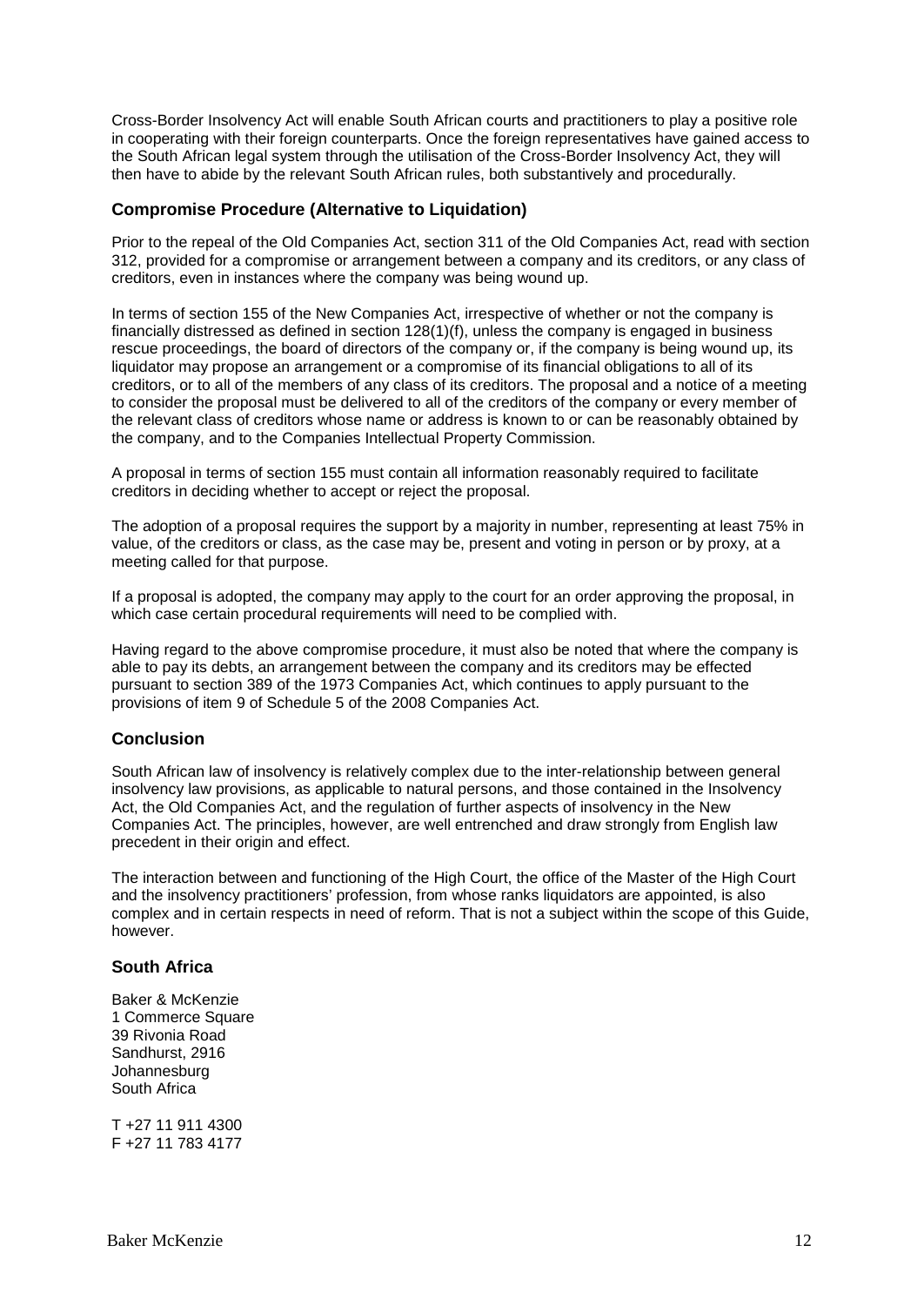Cross-Border Insolvency Act will enable South African courts and practitioners to play a positive role in cooperating with their foreign counterparts. Once the foreign representatives have gained access to the South African legal system through the utilisation of the Cross-Border Insolvency Act, they will then have to abide by the relevant South African rules, both substantively and procedurally.

## Compromise Procedure (Alternative to Liquidation)

Prior to the repeal of the Old Companies Act, section 311 of the Old Companies Act, read with section 312, provided for a compromise or arrangement between a company and its creditors, or any class of creditors, even in instances where the company was being wound up.

In terms of section 155 of the New Companies Act, irrespective of whether or not the company is financially distressed as defined in section 128(1)(f), unless the company is engaged in business rescue proceedings, the board of directors of the company or, if the company is being wound up, its liquidator may propose an arrangement or a compromise of its financial obligations to all of its creditors, or to all of the members of any class of its creditors. The proposal and a notice of a meeting to consider the proposal must be delivered to all of the creditors of the company or every member of the relevant class of creditors whose name or address is known to or can be reasonably obtained by the company, and to the Companies Intellectual Property Commission.

A proposal in terms of section 155 must contain all information reasonably required to facilitate creditors in deciding whether to accept or reject the proposal.

The adoption of a proposal requires the support by a majority in number, representing at least 75% in value, of the creditors or class, as the case may be, present and voting in person or by proxy, at a meeting called for that purpose.

If a proposal is adopted, the company may apply to the court for an order approving the proposal, in which case certain procedural requirements will need to be complied with.

Having regard to the above compromise procedure, it must also be noted that where the company is able to pay its debts, an arrangement between the company and its creditors may be effected pursuant to section 389 of the 1973 Companies Act, which continues to apply pursuant to the provisions of item 9 of Schedule 5 of the 2008 Companies Act.

## Conclusion

South African law of insolvency is relatively complex due to the inter-relationship between general insolvency law provisions, as applicable to natural persons, and those contained in the Insolvency Act, the Old Companies Act, and the regulation of further aspects of insolvency in the New Companies Act. The principles, however, are well entrenched and draw strongly from English law precedent in their origin and effect.

The interaction between and functioning of the High Court, the office of the Master of the High Court and the insolvency practitioners' profession, from whose ranks liquidators are appointed, is also complex and in certain respects in need of reform. That is not a subject within the scope of this Guide, however.

## South Africa

Baker & McKenzie
1 Commerce Square
39 Rivonia Road
Sandhurst, 2916
Johannesburg
South Africa

T +27 11 911 4300
F +27 11 783 4177